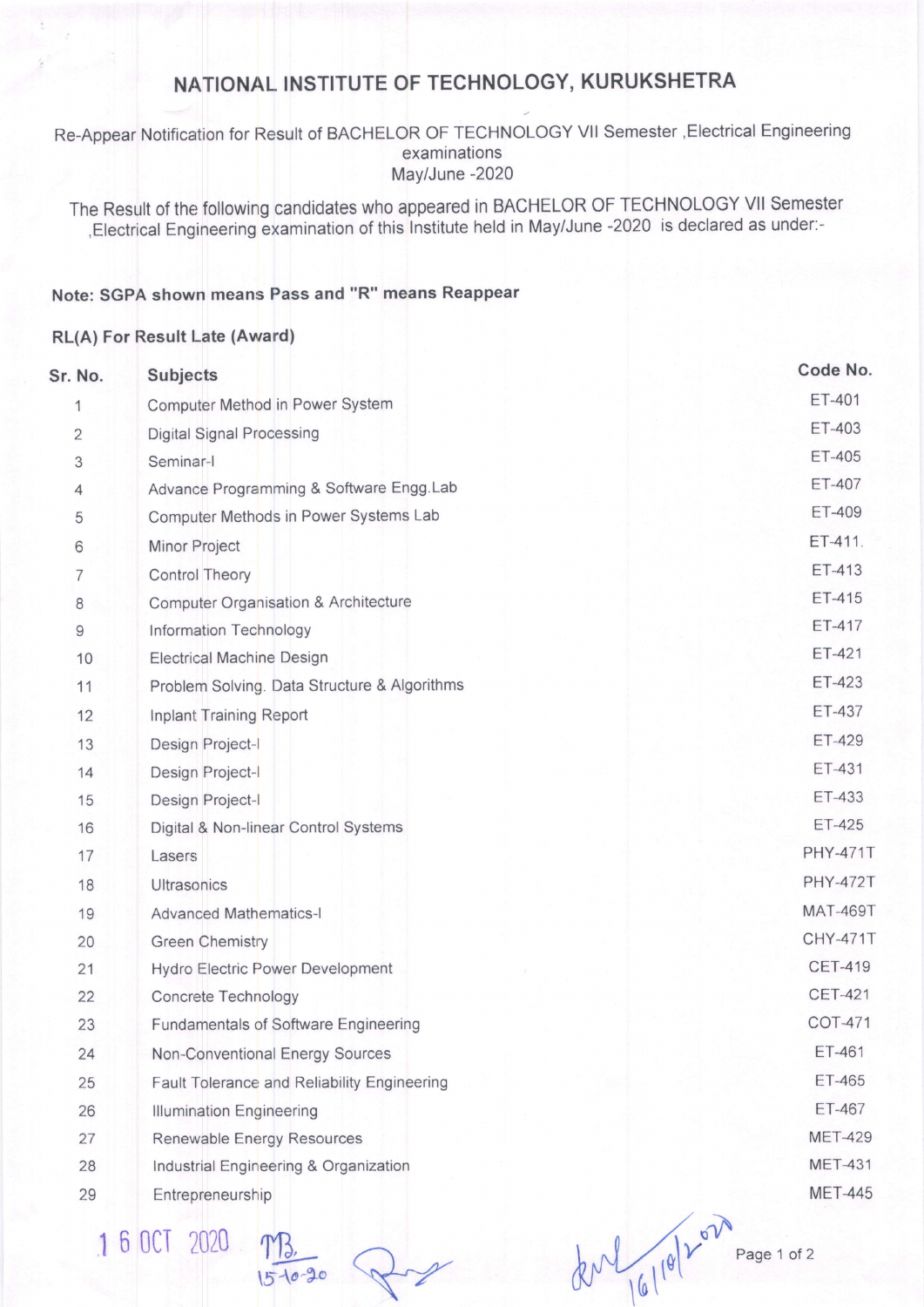# NATIONAL INSTITUTE OF TECHNOLOGY, KURUKSHETRA

Re-Appear Notification for Result of BACHELOR OF TECHNOLOGY VII Semester ,Electrical Engineering examinations
May/June -2020

The Result of the following candidates who appeared in BACHELOR OF TECHNOLOGY VII Semester ,Electrical Engineering examination of this Institute held in May/June -2020 is declared as under:-

**Note: SGPA shown means Pass and "R" means Reappear**

**RL(A) For Result Late (Award)**

| Sr. No. | Subjects | Code No. |
|---|---|---|
| 1 | Computer Method in Power System | ET-401 |
| 2 | Digital Signal Processing | ET-403 |
| 3 | Seminar-I | ET-405 |
| 4 | Advance Programming & Software Engg.Lab | ET-407 |
| 5 | Computer Methods in Power Systems Lab | ET-409 |
| 6 | Minor Project | ET-411. |
| 7 | Control Theory | ET-413 |
| 8 | Computer Organisation & Architecture | ET-415 |
| 9 | Information Technology | ET-417 |
| 10 | Electrical Machine Design | ET-421 |
| 11 | Problem Solving. Data Structure & Algorithms | ET-423 |
| 12 | Inplant Training Report | ET-437 |
| 13 | Design Project-I | ET-429 |
| 14 | Design Project-I | ET-431 |
| 15 | Design Project-I | ET-433 |
| 16 | Digital & Non-linear Control Systems | ET-425 |
| 17 | Lasers | PHY-471T |
| 18 | Ultrasonics | PHY-472T |
| 19 | Advanced Mathematics-I | MAT-469T |
| 20 | Green Chemistry | CHY-471T |
| 21 | Hydro Electric Power Development | CET-419 |
| 22 | Concrete Technology | CET-421 |
| 23 | Fundamentals of Software Engineering | COT-471 |
| 24 | Non-Conventional Energy Sources | ET-461 |
| 25 | Fault Tolerance and Reliability Engineering | ET-465 |
| 26 | Illumination Engineering | ET-467 |
| 27 | Renewable Energy Resources | MET-429 |
| 28 | Industrial Engineering & Organization | MET-431 |
| 29 | Entrepreneurship | MET-445 |

16 OCT 2020 MB. 15-10-20 16/10/2020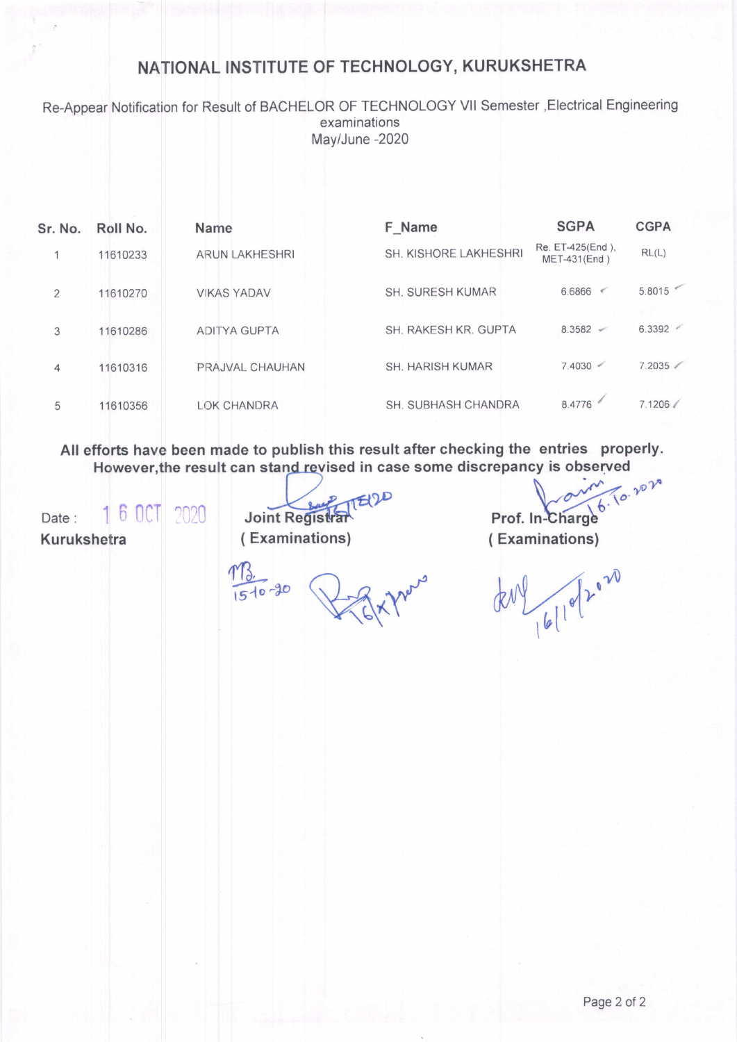# NATIONAL INSTITUTE OF TECHNOLOGY, KURUKSHETRA

Re-Appear Notification for Result of BACHELOR OF TECHNOLOGY VII Semester ,Electrical Engineering examinations
May/June -2020

| Sr. No. | Roll No. | Name | F_Name | SGPA | CGPA |
|---|---|---|---|---|---|
| 1 | 11610233 | ARUN LAKHESHRI | SH. KISHORE LAKHESHRI | Re. ET-425(End ), MET-431(End ) | RL(L) |
| 2 | 11610270 | VIKAS YADAV | SH. SURESH KUMAR | 6.6866 | 5.8015 |
| 3 | 11610286 | ADITYA GUPTA | SH. RAKESH KR. GUPTA | 8.3582 | 6.3392 |
| 4 | 11610316 | PRAJVAL CHAUHAN | SH. HARISH KUMAR | 7.4030 | 7.2035 |
| 5 | 11610356 | LOK CHANDRA | SH. SUBHASH CHANDRA | 8.4776 | 7.1206 |

**All efforts have been made to publish this result after checking the entries properly. However,the result can stand revised in case some discrepancy is observed**

Date : 16 OCT 2020

**Kurukshetra**

**Joint Registrar**
**( Examinations)**

**Prof. In-Charge**
**( Examinations)**